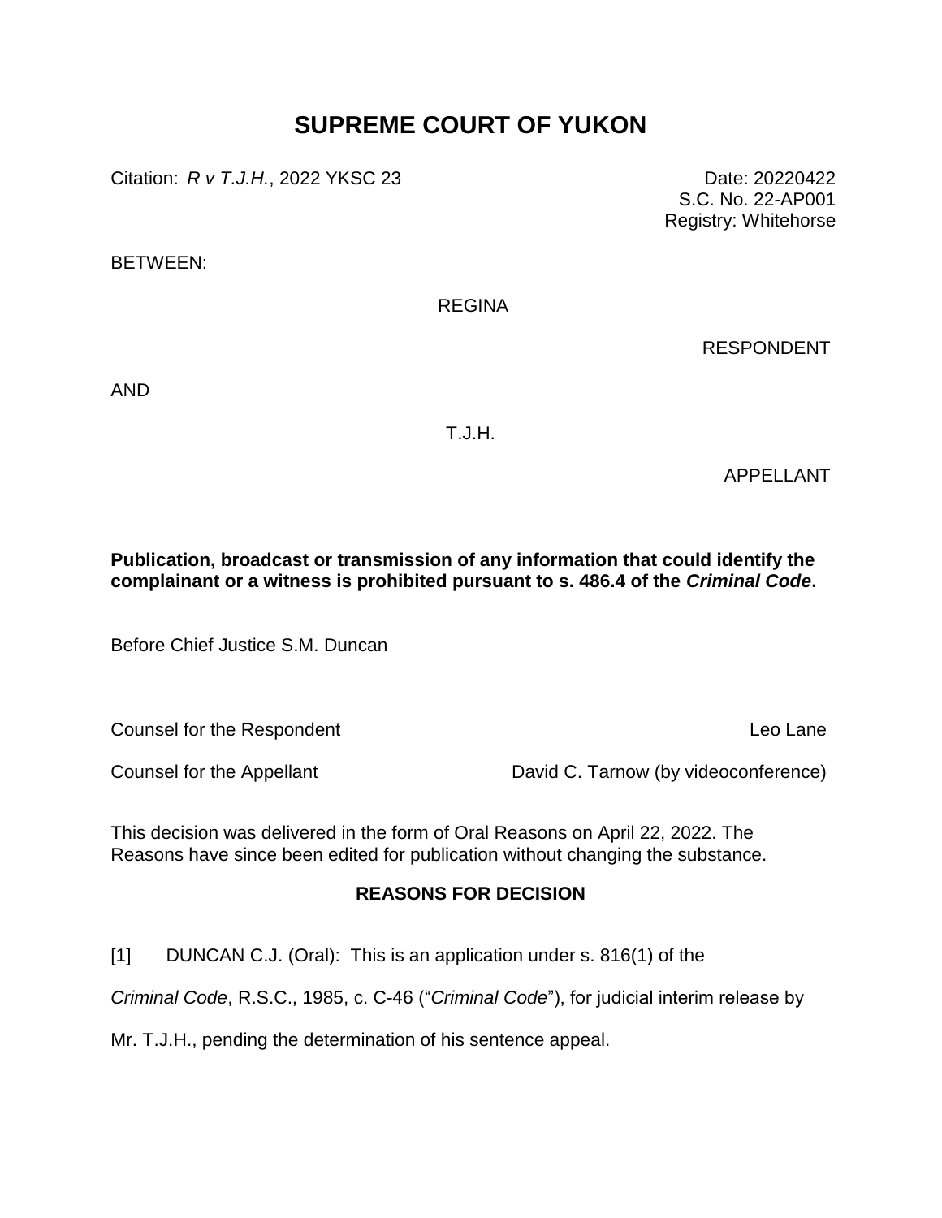# SUPREME COURT OF YUKON

Citation: *R v T.J.H.*, 2022 YKSC 23

Date: 20220422
S.C. No. 22-AP001
Registry: Whitehorse

BETWEEN:

REGINA

RESPONDENT

AND

T.J.H.

APPELLANT

**Publication, broadcast or transmission of any information that could identify the complainant or a witness is prohibited pursuant to s. 486.4 of the *Criminal Code*.**

Before Chief Justice S.M. Duncan

Counsel for the Respondent — Leo Lane

Counsel for the Appellant — David C. Tarnow (by videoconference)

This decision was delivered in the form of Oral Reasons on April 22, 2022. The Reasons have since been edited for publication without changing the substance.

## REASONS FOR DECISION

[1] DUNCAN C.J. (Oral): This is an application under s. 816(1) of the *Criminal Code*, R.S.C., 1985, c. C-46 ("*Criminal Code*"), for judicial interim release by Mr. T.J.H., pending the determination of his sentence appeal.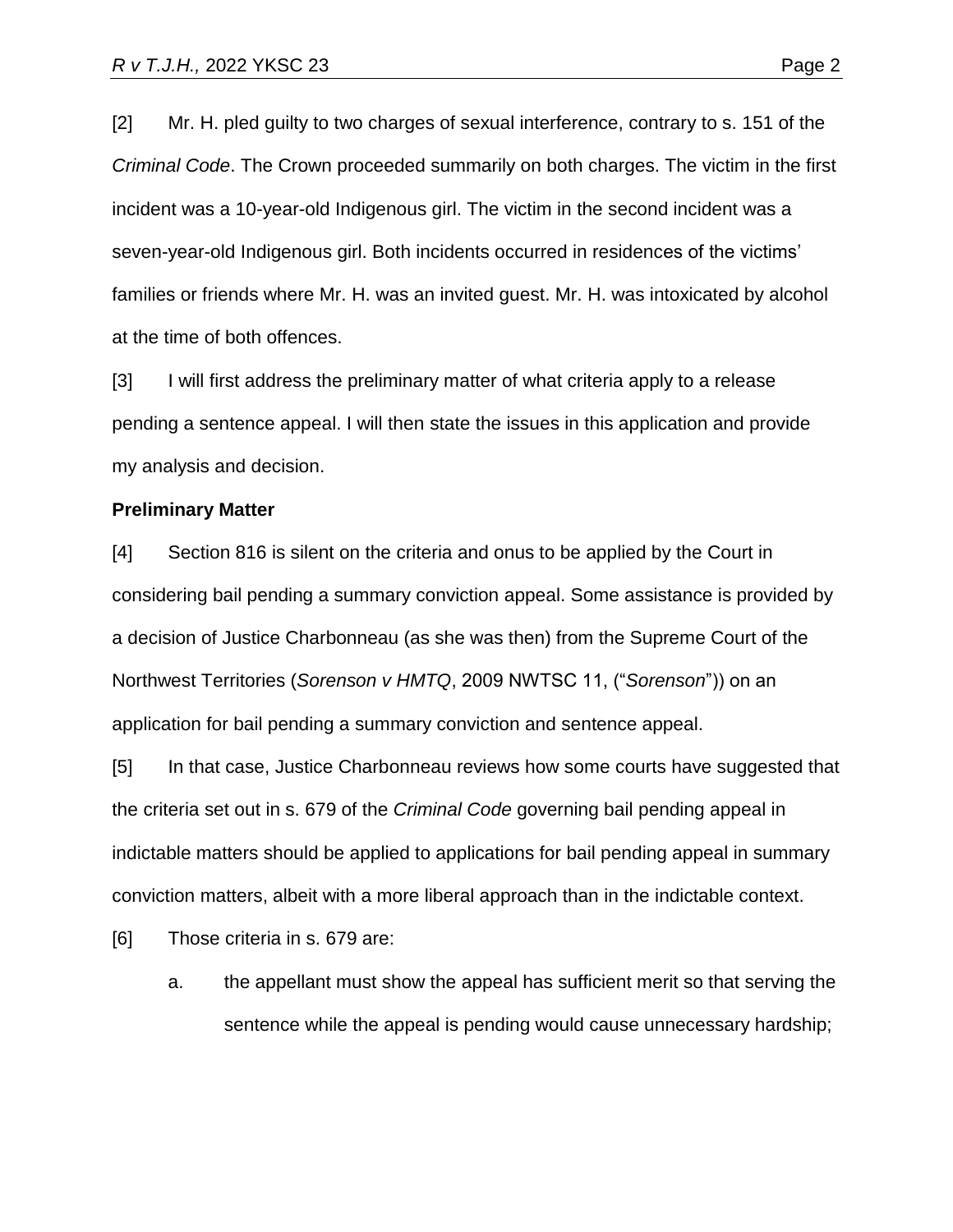[2] Mr. H. pled guilty to two charges of sexual interference, contrary to s. 151 of the *Criminal Code*. The Crown proceeded summarily on both charges. The victim in the first incident was a 10-year-old Indigenous girl. The victim in the second incident was a seven-year-old Indigenous girl. Both incidents occurred in residences of the victims' families or friends where Mr. H. was an invited guest. Mr. H. was intoxicated by alcohol at the time of both offences.

[3] I will first address the preliminary matter of what criteria apply to a release pending a sentence appeal. I will then state the issues in this application and provide my analysis and decision.

**Preliminary Matter**

[4] Section 816 is silent on the criteria and onus to be applied by the Court in considering bail pending a summary conviction appeal. Some assistance is provided by a decision of Justice Charbonneau (as she was then) from the Supreme Court of the Northwest Territories (*Sorenson v HMTQ*, 2009 NWTSC 11, ("*Sorenson*")) on an application for bail pending a summary conviction and sentence appeal.

[5] In that case, Justice Charbonneau reviews how some courts have suggested that the criteria set out in s. 679 of the *Criminal Code* governing bail pending appeal in indictable matters should be applied to applications for bail pending appeal in summary conviction matters, albeit with a more liberal approach than in the indictable context.

[6] Those criteria in s. 679 are:

a. the appellant must show the appeal has sufficient merit so that serving the sentence while the appeal is pending would cause unnecessary hardship;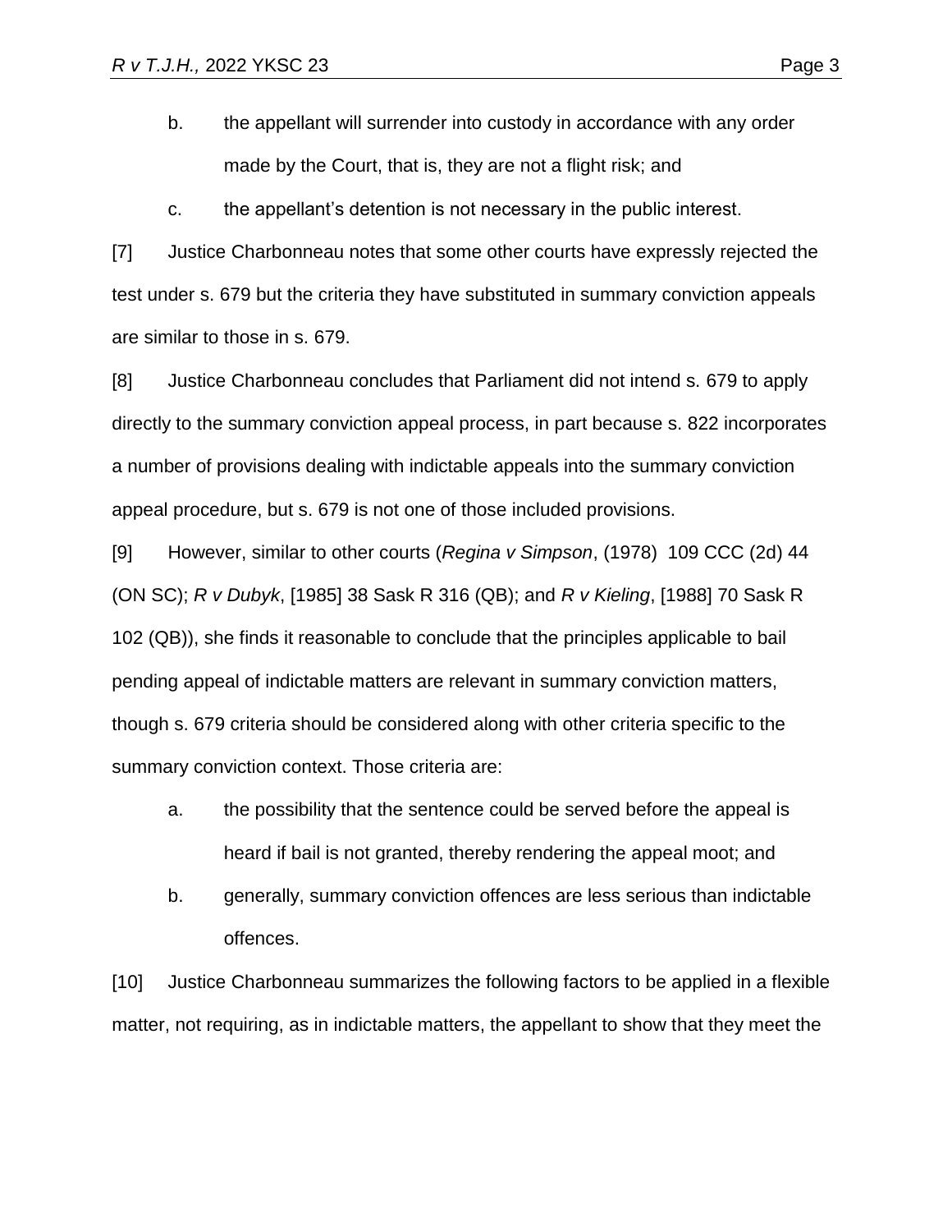b. the appellant will surrender into custody in accordance with any order made by the Court, that is, they are not a flight risk; and

c. the appellant's detention is not necessary in the public interest.

[7] Justice Charbonneau notes that some other courts have expressly rejected the test under s. 679 but the criteria they have substituted in summary conviction appeals are similar to those in s. 679.

[8] Justice Charbonneau concludes that Parliament did not intend s. 679 to apply directly to the summary conviction appeal process, in part because s. 822 incorporates a number of provisions dealing with indictable appeals into the summary conviction appeal procedure, but s. 679 is not one of those included provisions.

[9] However, similar to other courts (*Regina v Simpson*, (1978) 109 CCC (2d) 44 (ON SC); *R v Dubyk*, [1985] 38 Sask R 316 (QB); and *R v Kieling*, [1988] 70 Sask R 102 (QB)), she finds it reasonable to conclude that the principles applicable to bail pending appeal of indictable matters are relevant in summary conviction matters, though s. 679 criteria should be considered along with other criteria specific to the summary conviction context. Those criteria are:

a. the possibility that the sentence could be served before the appeal is heard if bail is not granted, thereby rendering the appeal moot; and

b. generally, summary conviction offences are less serious than indictable offences.

[10] Justice Charbonneau summarizes the following factors to be applied in a flexible matter, not requiring, as in indictable matters, the appellant to show that they meet the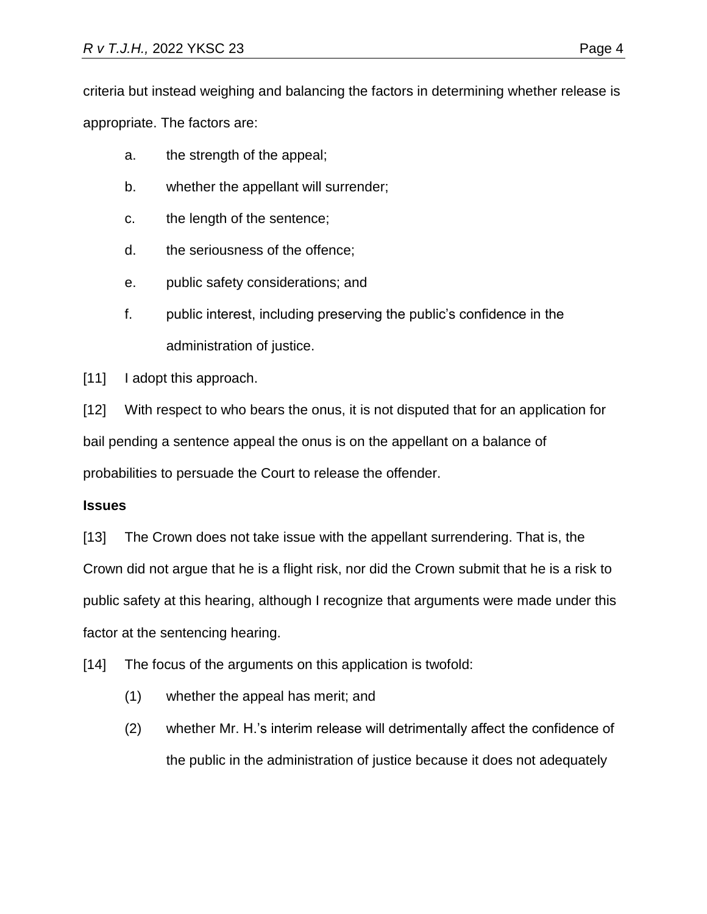criteria but instead weighing and balancing the factors in determining whether release is appropriate. The factors are:

a. the strength of the appeal;

b. whether the appellant will surrender;

c. the length of the sentence;

d. the seriousness of the offence;

e. public safety considerations; and

f. public interest, including preserving the public's confidence in the administration of justice.

[11] I adopt this approach.

[12] With respect to who bears the onus, it is not disputed that for an application for bail pending a sentence appeal the onus is on the appellant on a balance of probabilities to persuade the Court to release the offender.

**Issues**

[13] The Crown does not take issue with the appellant surrendering. That is, the Crown did not argue that he is a flight risk, nor did the Crown submit that he is a risk to public safety at this hearing, although I recognize that arguments were made under this factor at the sentencing hearing.

[14] The focus of the arguments on this application is twofold:

(1) whether the appeal has merit; and

(2) whether Mr. H.'s interim release will detrimentally affect the confidence of the public in the administration of justice because it does not adequately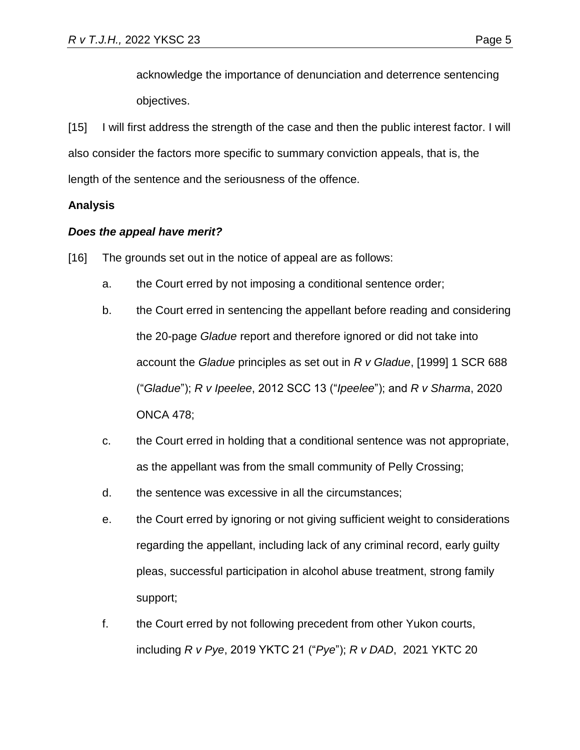acknowledge the importance of denunciation and deterrence sentencing objectives.

[15] I will first address the strength of the case and then the public interest factor. I will also consider the factors more specific to summary conviction appeals, that is, the length of the sentence and the seriousness of the offence.

**Analysis**

***Does the appeal have merit?***

[16] The grounds set out in the notice of appeal are as follows:

a. the Court erred by not imposing a conditional sentence order;

b. the Court erred in sentencing the appellant before reading and considering the 20-page *Gladue* report and therefore ignored or did not take into account the *Gladue* principles as set out in *R v Gladue*, [1999] 1 SCR 688 ("*Gladue*"); *R v Ipeelee*, 2012 SCC 13 ("*Ipeelee*"); and *R v Sharma*, 2020 ONCA 478;

c. the Court erred in holding that a conditional sentence was not appropriate, as the appellant was from the small community of Pelly Crossing;

d. the sentence was excessive in all the circumstances;

e. the Court erred by ignoring or not giving sufficient weight to considerations regarding the appellant, including lack of any criminal record, early guilty pleas, successful participation in alcohol abuse treatment, strong family support;

f. the Court erred by not following precedent from other Yukon courts, including *R v Pye*, 2019 YKTC 21 ("*Pye*"); *R v DAD*, 2021 YKTC 20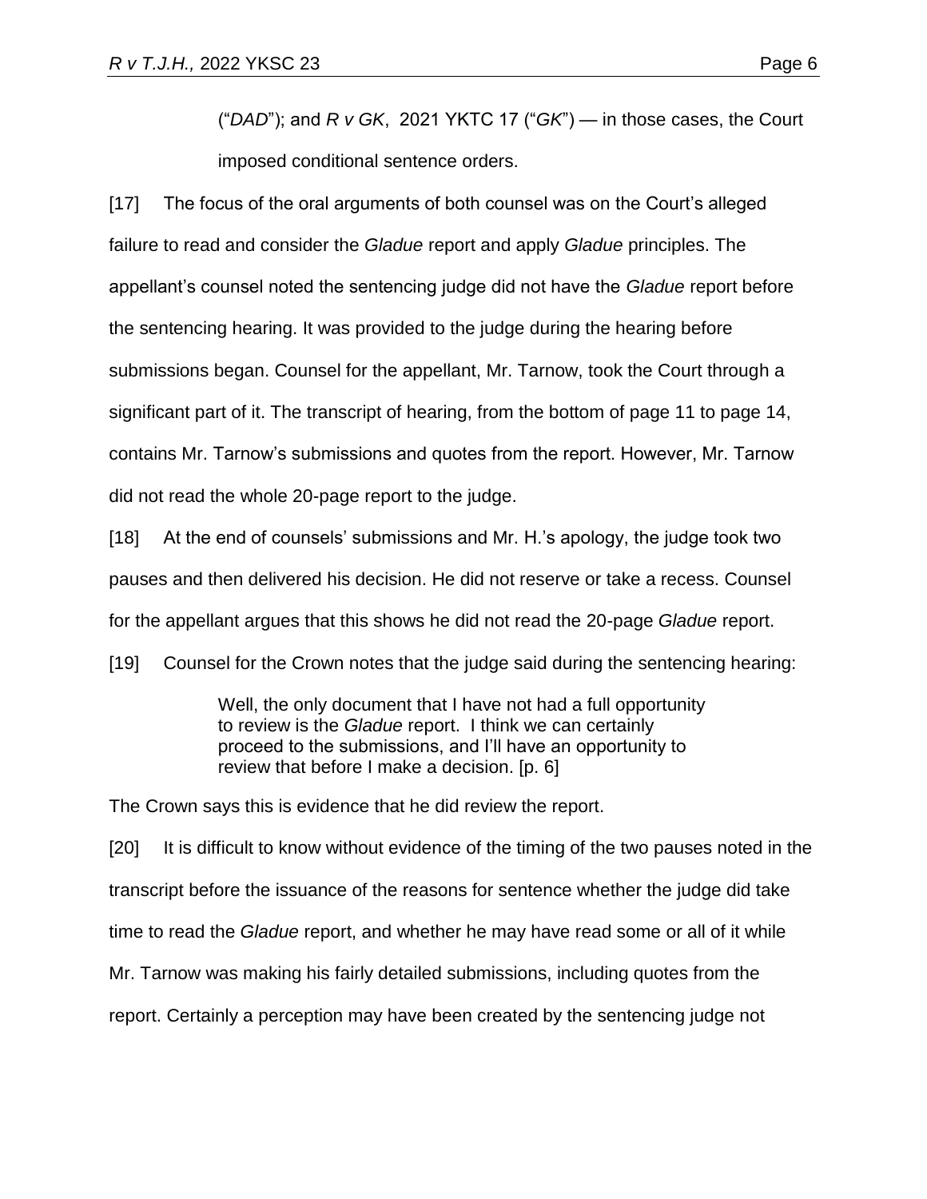("*DAD*"); and *R v GK*, 2021 YKTC 17 ("*GK*") — in those cases, the Court imposed conditional sentence orders.

[17] The focus of the oral arguments of both counsel was on the Court's alleged failure to read and consider the *Gladue* report and apply *Gladue* principles. The appellant's counsel noted the sentencing judge did not have the *Gladue* report before the sentencing hearing. It was provided to the judge during the hearing before submissions began. Counsel for the appellant, Mr. Tarnow, took the Court through a significant part of it. The transcript of hearing, from the bottom of page 11 to page 14, contains Mr. Tarnow's submissions and quotes from the report. However, Mr. Tarnow did not read the whole 20-page report to the judge.

[18] At the end of counsels' submissions and Mr. H.'s apology, the judge took two pauses and then delivered his decision. He did not reserve or take a recess. Counsel for the appellant argues that this shows he did not read the 20-page *Gladue* report.

[19] Counsel for the Crown notes that the judge said during the sentencing hearing:

> Well, the only document that I have not had a full opportunity to review is the *Gladue* report. I think we can certainly proceed to the submissions, and I'll have an opportunity to review that before I make a decision. [p. 6]

The Crown says this is evidence that he did review the report.

[20] It is difficult to know without evidence of the timing of the two pauses noted in the transcript before the issuance of the reasons for sentence whether the judge did take time to read the *Gladue* report, and whether he may have read some or all of it while Mr. Tarnow was making his fairly detailed submissions, including quotes from the report. Certainly a perception may have been created by the sentencing judge not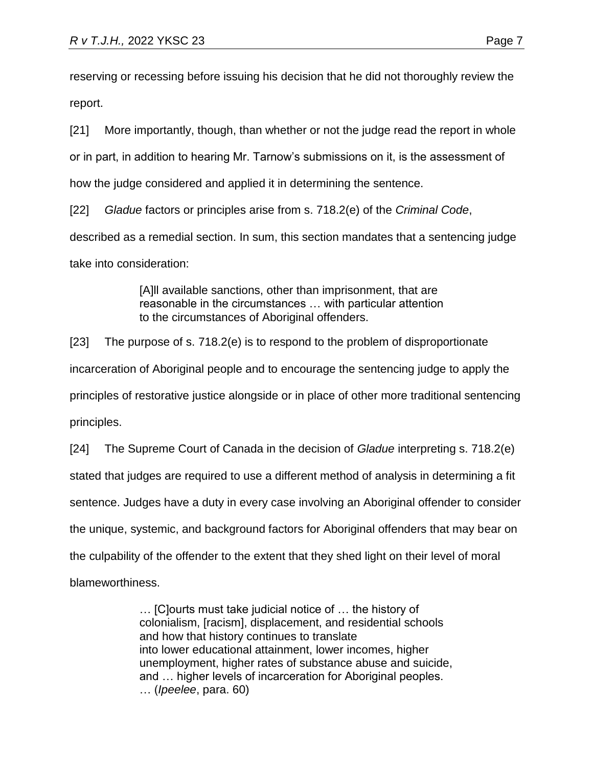reserving or recessing before issuing his decision that he did not thoroughly review the report.

[21] More importantly, though, than whether or not the judge read the report in whole or in part, in addition to hearing Mr. Tarnow's submissions on it, is the assessment of how the judge considered and applied it in determining the sentence.

[22] *Gladue* factors or principles arise from s. 718.2(e) of the *Criminal Code*, described as a remedial section. In sum, this section mandates that a sentencing judge take into consideration:

> [A]ll available sanctions, other than imprisonment, that are reasonable in the circumstances … with particular attention to the circumstances of Aboriginal offenders.

[23] The purpose of s. 718.2(e) is to respond to the problem of disproportionate incarceration of Aboriginal people and to encourage the sentencing judge to apply the principles of restorative justice alongside or in place of other more traditional sentencing principles.

[24] The Supreme Court of Canada in the decision of *Gladue* interpreting s. 718.2(e) stated that judges are required to use a different method of analysis in determining a fit sentence. Judges have a duty in every case involving an Aboriginal offender to consider the unique, systemic, and background factors for Aboriginal offenders that may bear on the culpability of the offender to the extent that they shed light on their level of moral blameworthiness.

> … [C]ourts must take judicial notice of … the history of colonialism, [racism], displacement, and residential schools and how that history continues to translate into lower educational attainment, lower incomes, higher unemployment, higher rates of substance abuse and suicide, and … higher levels of incarceration for Aboriginal peoples. … (*Ipeelee*, para. 60)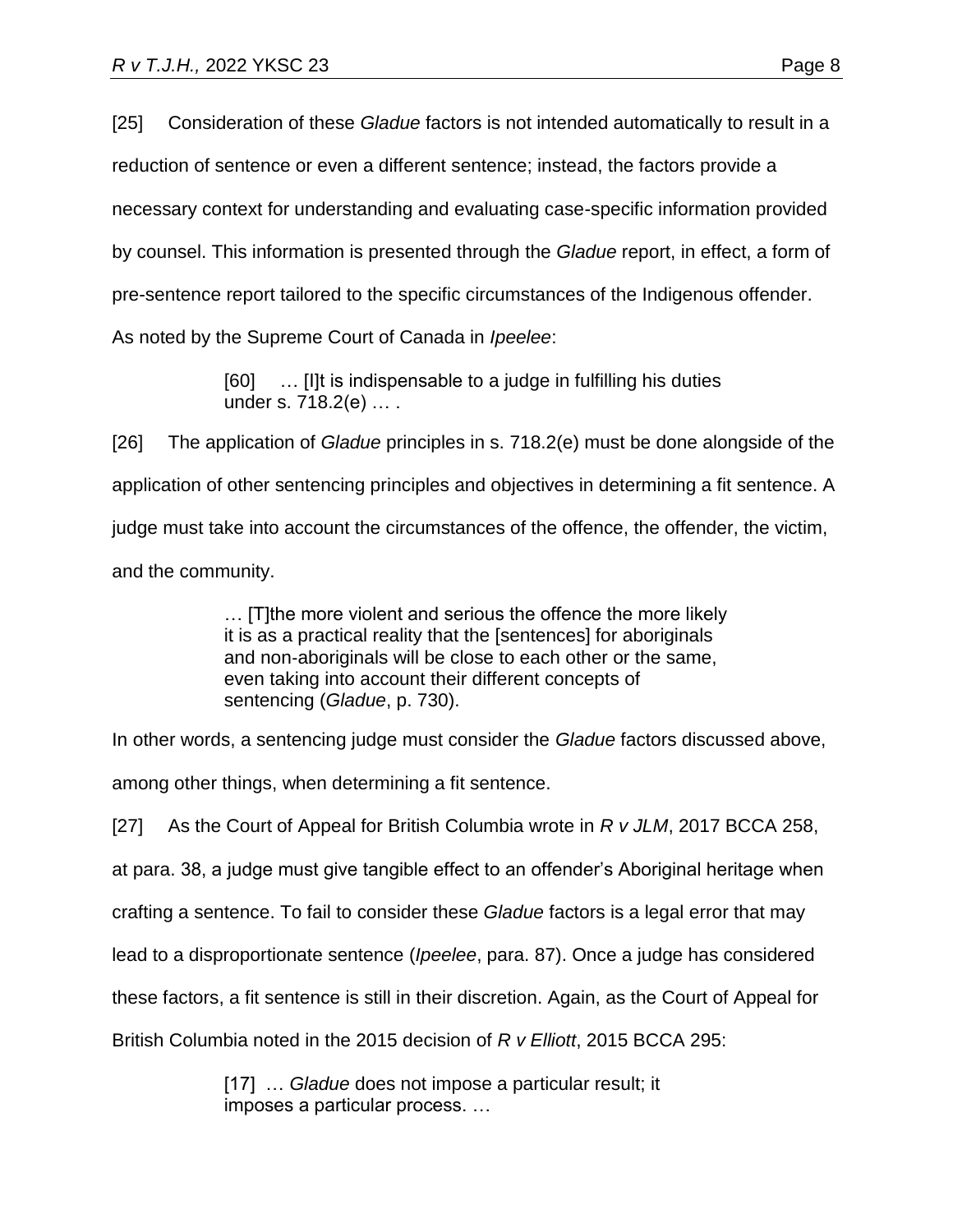[25] Consideration of these *Gladue* factors is not intended automatically to result in a reduction of sentence or even a different sentence; instead, the factors provide a necessary context for understanding and evaluating case-specific information provided by counsel. This information is presented through the *Gladue* report, in effect, a form of pre-sentence report tailored to the specific circumstances of the Indigenous offender. As noted by the Supreme Court of Canada in *Ipeelee*:

> [60] … [I]t is indispensable to a judge in fulfilling his duties under s. 718.2(e) … .

[26] The application of *Gladue* principles in s. 718.2(e) must be done alongside of the application of other sentencing principles and objectives in determining a fit sentence. A judge must take into account the circumstances of the offence, the offender, the victim, and the community.

> … [T]the more violent and serious the offence the more likely it is as a practical reality that the [sentences] for aboriginals and non-aboriginals will be close to each other or the same, even taking into account their different concepts of sentencing (*Gladue*, p. 730).

In other words, a sentencing judge must consider the *Gladue* factors discussed above, among other things, when determining a fit sentence.

[27] As the Court of Appeal for British Columbia wrote in *R v JLM*, 2017 BCCA 258, at para. 38, a judge must give tangible effect to an offender's Aboriginal heritage when crafting a sentence. To fail to consider these *Gladue* factors is a legal error that may lead to a disproportionate sentence (*Ipeelee*, para. 87). Once a judge has considered these factors, a fit sentence is still in their discretion. Again, as the Court of Appeal for British Columbia noted in the 2015 decision of *R v Elliott*, 2015 BCCA 295:

> [17] … *Gladue* does not impose a particular result; it imposes a particular process. …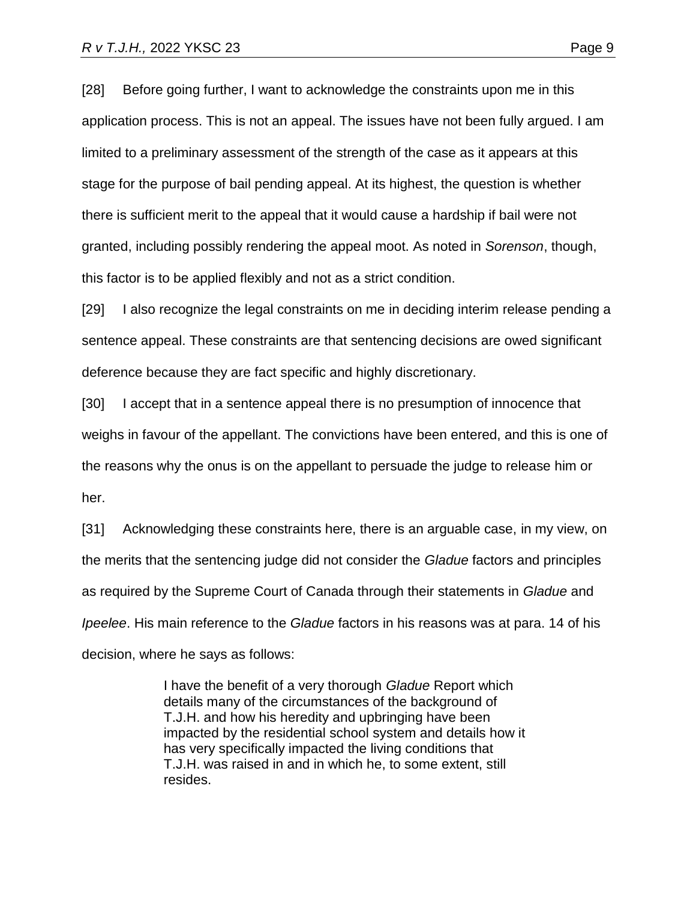[28] Before going further, I want to acknowledge the constraints upon me in this application process. This is not an appeal. The issues have not been fully argued. I am limited to a preliminary assessment of the strength of the case as it appears at this stage for the purpose of bail pending appeal. At its highest, the question is whether there is sufficient merit to the appeal that it would cause a hardship if bail were not granted, including possibly rendering the appeal moot. As noted in *Sorenson*, though, this factor is to be applied flexibly and not as a strict condition.

[29] I also recognize the legal constraints on me in deciding interim release pending a sentence appeal. These constraints are that sentencing decisions are owed significant deference because they are fact specific and highly discretionary.

[30] I accept that in a sentence appeal there is no presumption of innocence that weighs in favour of the appellant. The convictions have been entered, and this is one of the reasons why the onus is on the appellant to persuade the judge to release him or her.

[31] Acknowledging these constraints here, there is an arguable case, in my view, on the merits that the sentencing judge did not consider the *Gladue* factors and principles as required by the Supreme Court of Canada through their statements in *Gladue* and *Ipeelee*. His main reference to the *Gladue* factors in his reasons was at para. 14 of his decision, where he says as follows:

> I have the benefit of a very thorough *Gladue* Report which details many of the circumstances of the background of T.J.H. and how his heredity and upbringing have been impacted by the residential school system and details how it has very specifically impacted the living conditions that T.J.H. was raised in and in which he, to some extent, still resides.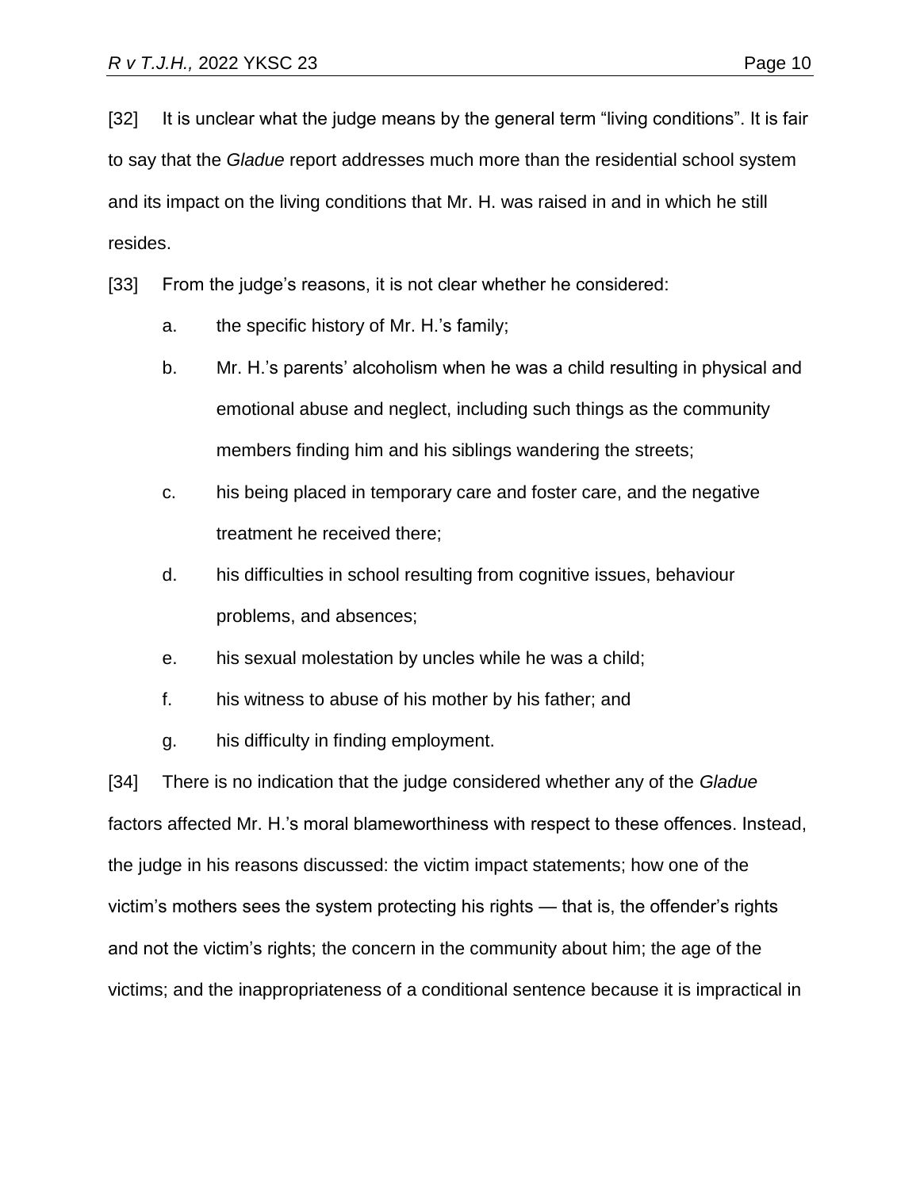[32] It is unclear what the judge means by the general term “living conditions”. It is fair to say that the *Gladue* report addresses much more than the residential school system and its impact on the living conditions that Mr. H. was raised in and in which he still resides.

[33] From the judge’s reasons, it is not clear whether he considered:

a. the specific history of Mr. H.’s family;

b. Mr. H.’s parents’ alcoholism when he was a child resulting in physical and emotional abuse and neglect, including such things as the community members finding him and his siblings wandering the streets;

c. his being placed in temporary care and foster care, and the negative treatment he received there;

d. his difficulties in school resulting from cognitive issues, behaviour problems, and absences;

e. his sexual molestation by uncles while he was a child;

f. his witness to abuse of his mother by his father; and

g. his difficulty in finding employment.

[34] There is no indication that the judge considered whether any of the *Gladue* factors affected Mr. H.’s moral blameworthiness with respect to these offences. Instead, the judge in his reasons discussed: the victim impact statements; how one of the victim’s mothers sees the system protecting his rights — that is, the offender’s rights and not the victim’s rights; the concern in the community about him; the age of the victims; and the inappropriateness of a conditional sentence because it is impractical in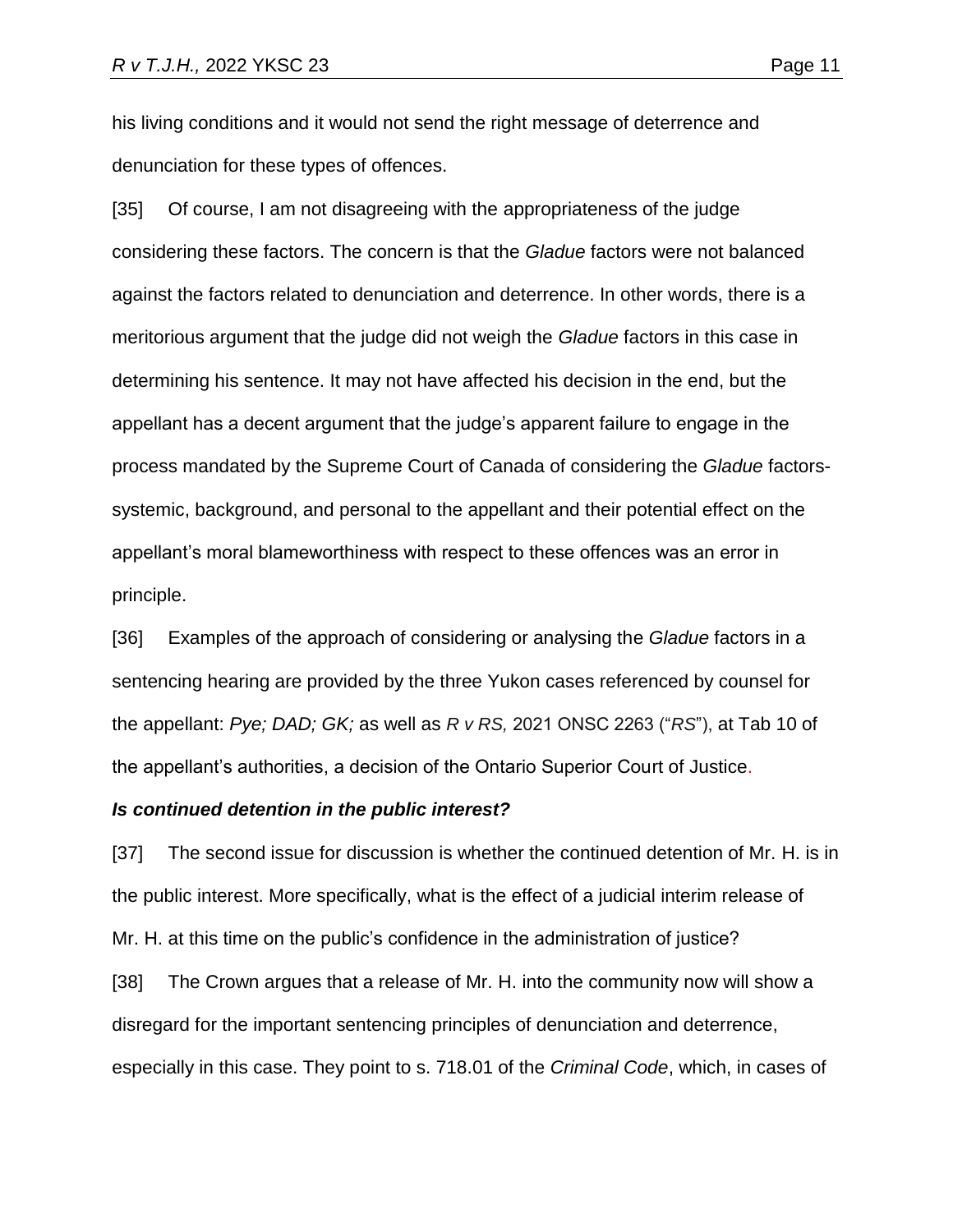his living conditions and it would not send the right message of deterrence and denunciation for these types of offences.

[35] Of course, I am not disagreeing with the appropriateness of the judge considering these factors. The concern is that the *Gladue* factors were not balanced against the factors related to denunciation and deterrence. In other words, there is a meritorious argument that the judge did not weigh the *Gladue* factors in this case in determining his sentence. It may not have affected his decision in the end, but the appellant has a decent argument that the judge's apparent failure to engage in the process mandated by the Supreme Court of Canada of considering the *Gladue* factors-systemic, background, and personal to the appellant and their potential effect on the appellant's moral blameworthiness with respect to these offences was an error in principle.

[36] Examples of the approach of considering or analysing the *Gladue* factors in a sentencing hearing are provided by the three Yukon cases referenced by counsel for the appellant: *Pye; DAD; GK;* as well as *R v RS,* 2021 ONSC 2263 ("*RS*"), at Tab 10 of the appellant's authorities, a decision of the Ontario Superior Court of Justice.

### *Is continued detention in the public interest?*

[37] The second issue for discussion is whether the continued detention of Mr. H. is in the public interest. More specifically, what is the effect of a judicial interim release of Mr. H. at this time on the public's confidence in the administration of justice?

[38] The Crown argues that a release of Mr. H. into the community now will show a disregard for the important sentencing principles of denunciation and deterrence, especially in this case. They point to s. 718.01 of the *Criminal Code*, which, in cases of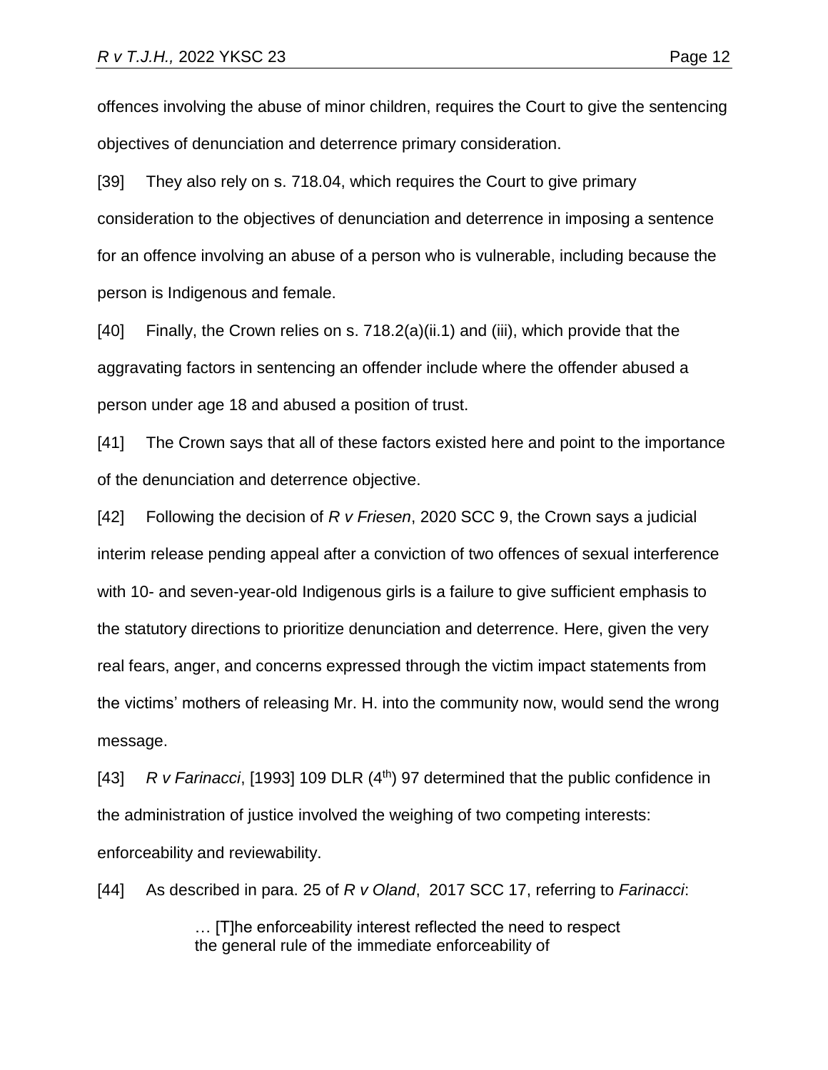offences involving the abuse of minor children, requires the Court to give the sentencing objectives of denunciation and deterrence primary consideration.

[39] They also rely on s. 718.04, which requires the Court to give primary consideration to the objectives of denunciation and deterrence in imposing a sentence for an offence involving an abuse of a person who is vulnerable, including because the person is Indigenous and female.

[40] Finally, the Crown relies on s. 718.2(a)(ii.1) and (iii), which provide that the aggravating factors in sentencing an offender include where the offender abused a person under age 18 and abused a position of trust.

[41] The Crown says that all of these factors existed here and point to the importance of the denunciation and deterrence objective.

[42] Following the decision of *R v Friesen*, 2020 SCC 9, the Crown says a judicial interim release pending appeal after a conviction of two offences of sexual interference with 10- and seven-year-old Indigenous girls is a failure to give sufficient emphasis to the statutory directions to prioritize denunciation and deterrence. Here, given the very real fears, anger, and concerns expressed through the victim impact statements from the victims' mothers of releasing Mr. H. into the community now, would send the wrong message.

[43] *R v Farinacci*, [1993] 109 DLR (4th) 97 determined that the public confidence in the administration of justice involved the weighing of two competing interests: enforceability and reviewability.

[44] As described in para. 25 of *R v Oland*, 2017 SCC 17, referring to *Farinacci*:

> … [T]he enforceability interest reflected the need to respect the general rule of the immediate enforceability of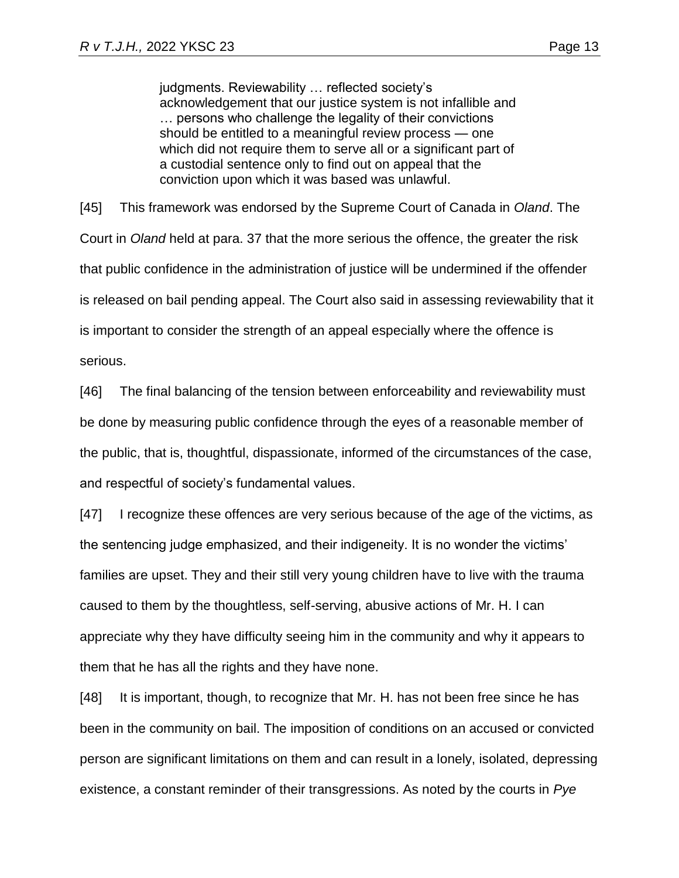> judgments. Reviewability … reflected society's acknowledgement that our justice system is not infallible and … persons who challenge the legality of their convictions should be entitled to a meaningful review process — one which did not require them to serve all or a significant part of a custodial sentence only to find out on appeal that the conviction upon which it was based was unlawful.

[45] This framework was endorsed by the Supreme Court of Canada in *Oland*. The Court in *Oland* held at para. 37 that the more serious the offence, the greater the risk that public confidence in the administration of justice will be undermined if the offender is released on bail pending appeal. The Court also said in assessing reviewability that it is important to consider the strength of an appeal especially where the offence is serious.

[46] The final balancing of the tension between enforceability and reviewability must be done by measuring public confidence through the eyes of a reasonable member of the public, that is, thoughtful, dispassionate, informed of the circumstances of the case, and respectful of society's fundamental values.

[47] I recognize these offences are very serious because of the age of the victims, as the sentencing judge emphasized, and their indigeneity. It is no wonder the victims' families are upset. They and their still very young children have to live with the trauma caused to them by the thoughtless, self-serving, abusive actions of Mr. H. I can appreciate why they have difficulty seeing him in the community and why it appears to them that he has all the rights and they have none.

[48] It is important, though, to recognize that Mr. H. has not been free since he has been in the community on bail. The imposition of conditions on an accused or convicted person are significant limitations on them and can result in a lonely, isolated, depressing existence, a constant reminder of their transgressions. As noted by the courts in *Pye*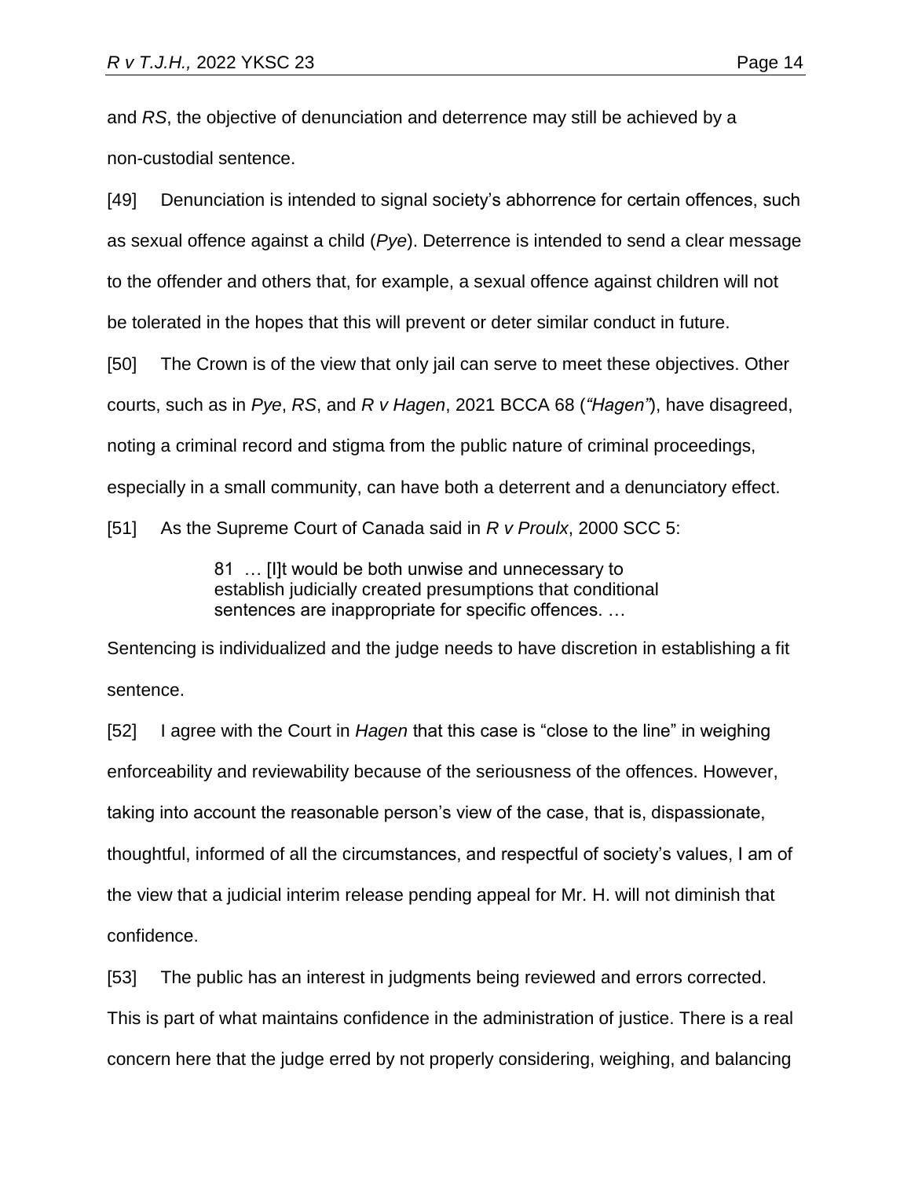and *RS*, the objective of denunciation and deterrence may still be achieved by a non-custodial sentence.

[49] Denunciation is intended to signal society's abhorrence for certain offences, such as sexual offence against a child (*Pye*). Deterrence is intended to send a clear message to the offender and others that, for example, a sexual offence against children will not be tolerated in the hopes that this will prevent or deter similar conduct in future.

[50] The Crown is of the view that only jail can serve to meet these objectives. Other courts, such as in *Pye*, *RS*, and *R v Hagen*, 2021 BCCA 68 (*"Hagen"*), have disagreed, noting a criminal record and stigma from the public nature of criminal proceedings, especially in a small community, can have both a deterrent and a denunciatory effect.

[51] As the Supreme Court of Canada said in *R v Proulx*, 2000 SCC 5:

> 81 … [I]t would be both unwise and unnecessary to establish judicially created presumptions that conditional sentences are inappropriate for specific offences. …

Sentencing is individualized and the judge needs to have discretion in establishing a fit sentence.

[52] I agree with the Court in *Hagen* that this case is "close to the line" in weighing enforceability and reviewability because of the seriousness of the offences. However, taking into account the reasonable person's view of the case, that is, dispassionate, thoughtful, informed of all the circumstances, and respectful of society's values, I am of the view that a judicial interim release pending appeal for Mr. H. will not diminish that confidence.

[53] The public has an interest in judgments being reviewed and errors corrected. This is part of what maintains confidence in the administration of justice. There is a real concern here that the judge erred by not properly considering, weighing, and balancing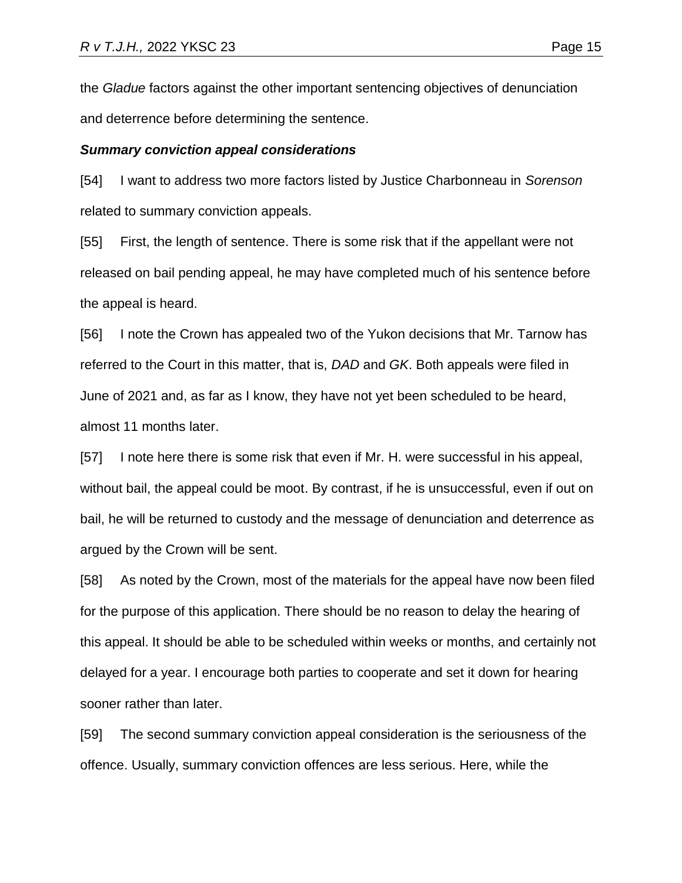the *Gladue* factors against the other important sentencing objectives of denunciation and deterrence before determining the sentence.

***Summary conviction appeal considerations***

[54] I want to address two more factors listed by Justice Charbonneau in *Sorenson* related to summary conviction appeals.

[55] First, the length of sentence. There is some risk that if the appellant were not released on bail pending appeal, he may have completed much of his sentence before the appeal is heard.

[56] I note the Crown has appealed two of the Yukon decisions that Mr. Tarnow has referred to the Court in this matter, that is, *DAD* and *GK*. Both appeals were filed in June of 2021 and, as far as I know, they have not yet been scheduled to be heard, almost 11 months later.

[57] I note here there is some risk that even if Mr. H. were successful in his appeal, without bail, the appeal could be moot. By contrast, if he is unsuccessful, even if out on bail, he will be returned to custody and the message of denunciation and deterrence as argued by the Crown will be sent.

[58] As noted by the Crown, most of the materials for the appeal have now been filed for the purpose of this application. There should be no reason to delay the hearing of this appeal. It should be able to be scheduled within weeks or months, and certainly not delayed for a year. I encourage both parties to cooperate and set it down for hearing sooner rather than later.

[59] The second summary conviction appeal consideration is the seriousness of the offence. Usually, summary conviction offences are less serious. Here, while the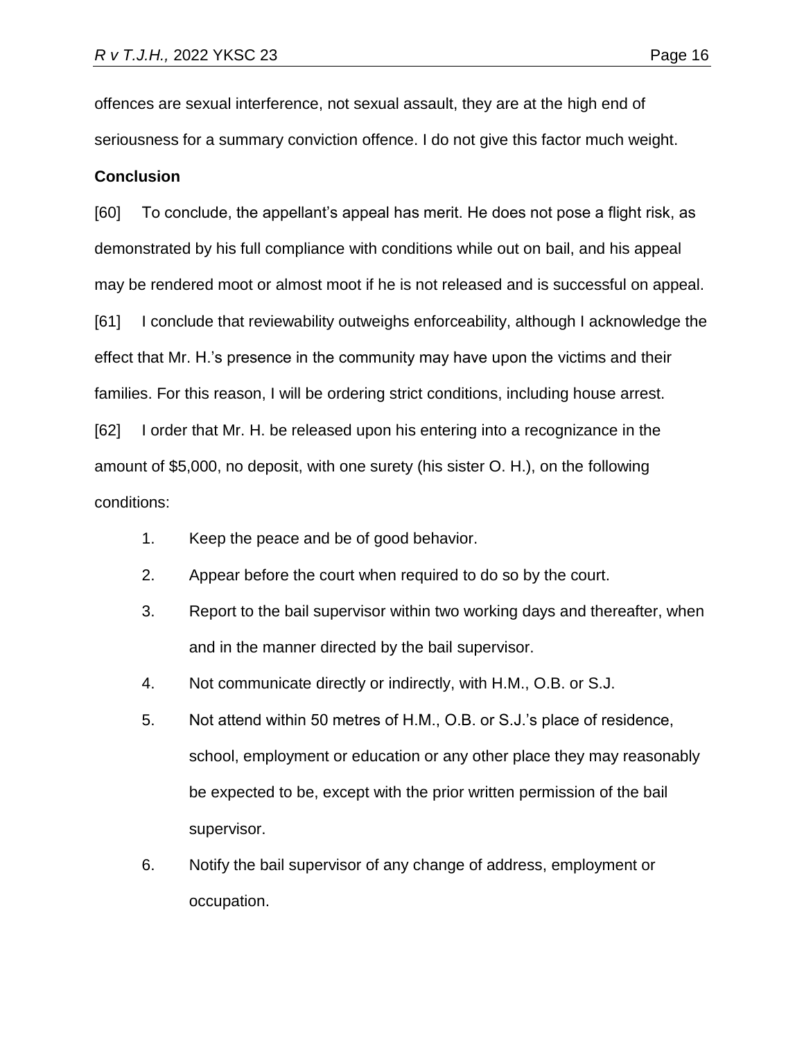offences are sexual interference, not sexual assault, they are at the high end of seriousness for a summary conviction offence. I do not give this factor much weight.

**Conclusion**

[60] To conclude, the appellant's appeal has merit. He does not pose a flight risk, as demonstrated by his full compliance with conditions while out on bail, and his appeal may be rendered moot or almost moot if he is not released and is successful on appeal.

[61] I conclude that reviewability outweighs enforceability, although I acknowledge the effect that Mr. H.'s presence in the community may have upon the victims and their families. For this reason, I will be ordering strict conditions, including house arrest.

[62] I order that Mr. H. be released upon his entering into a recognizance in the amount of $5,000, no deposit, with one surety (his sister O. H.), on the following conditions:

1. Keep the peace and be of good behavior.
2. Appear before the court when required to do so by the court.
3. Report to the bail supervisor within two working days and thereafter, when and in the manner directed by the bail supervisor.
4. Not communicate directly or indirectly, with H.M., O.B. or S.J.
5. Not attend within 50 metres of H.M., O.B. or S.J.'s place of residence, school, employment or education or any other place they may reasonably be expected to be, except with the prior written permission of the bail supervisor.
6. Notify the bail supervisor of any change of address, employment or occupation.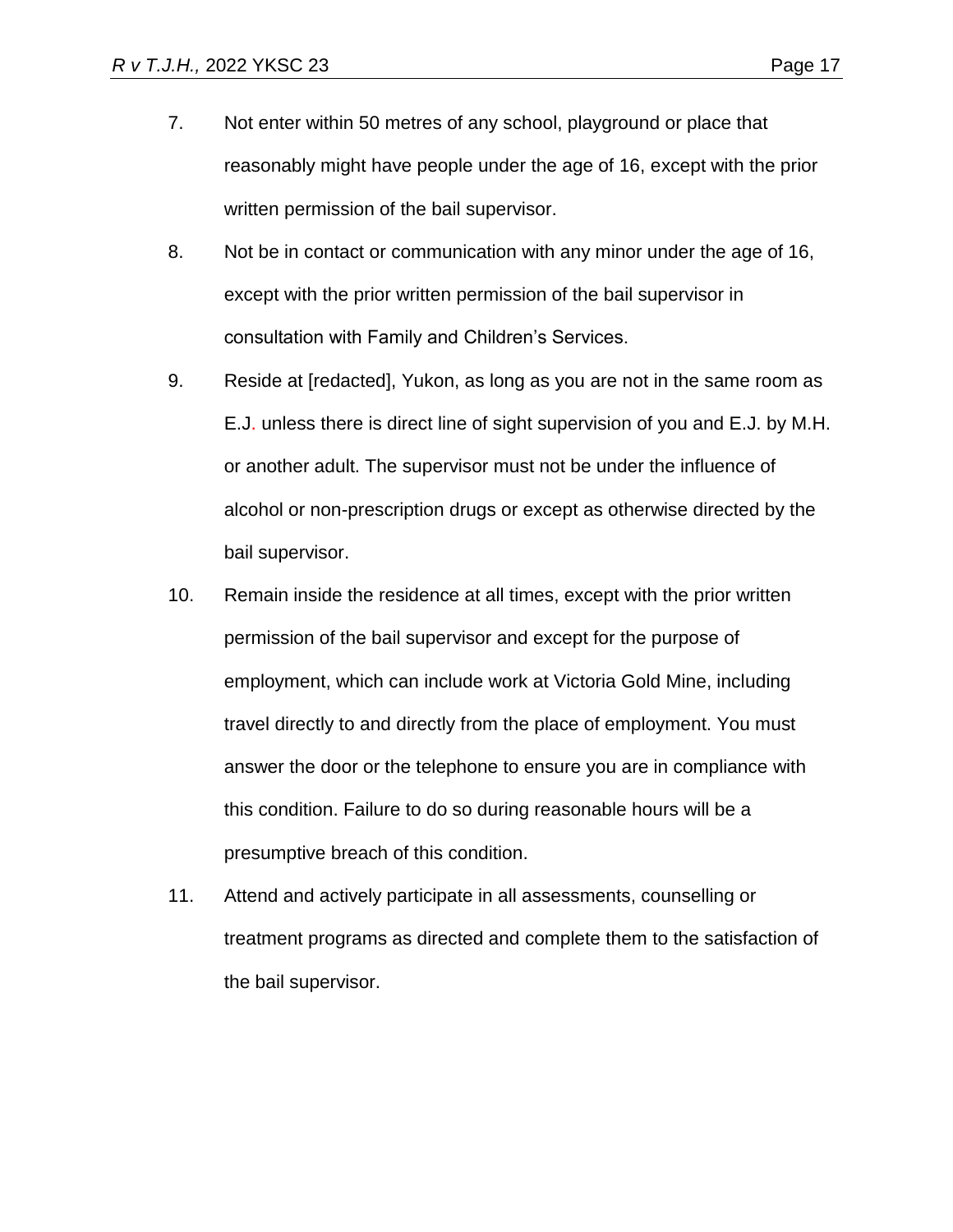7. Not enter within 50 metres of any school, playground or place that reasonably might have people under the age of 16, except with the prior written permission of the bail supervisor.

8. Not be in contact or communication with any minor under the age of 16, except with the prior written permission of the bail supervisor in consultation with Family and Children's Services.

9. Reside at [redacted], Yukon, as long as you are not in the same room as E.J. unless there is direct line of sight supervision of you and E.J. by M.H. or another adult. The supervisor must not be under the influence of alcohol or non-prescription drugs or except as otherwise directed by the bail supervisor.

10. Remain inside the residence at all times, except with the prior written permission of the bail supervisor and except for the purpose of employment, which can include work at Victoria Gold Mine, including travel directly to and directly from the place of employment. You must answer the door or the telephone to ensure you are in compliance with this condition. Failure to do so during reasonable hours will be a presumptive breach of this condition.

11. Attend and actively participate in all assessments, counselling or treatment programs as directed and complete them to the satisfaction of the bail supervisor.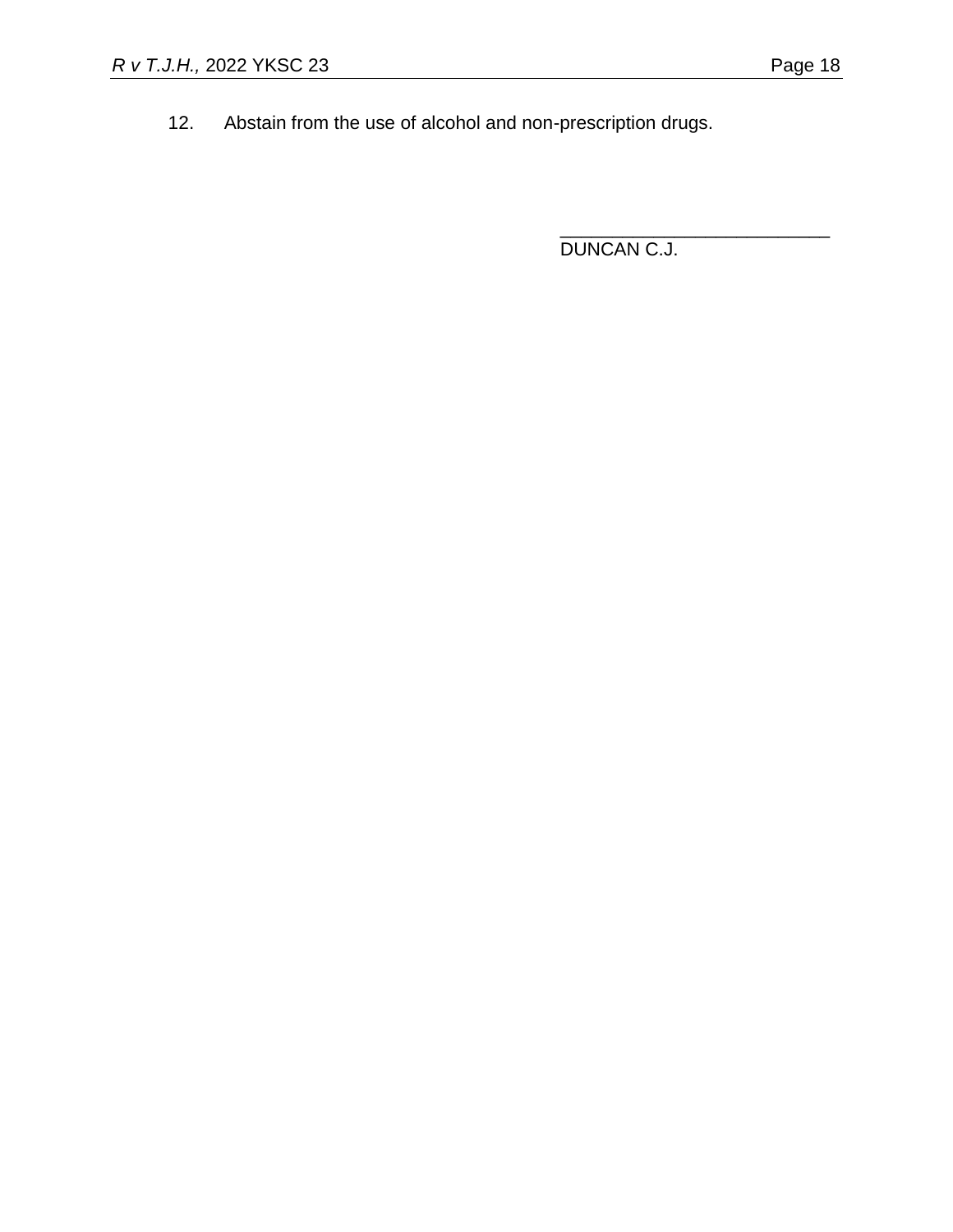12. Abstain from the use of alcohol and non-prescription drugs.

___________________________

DUNCAN C.J.